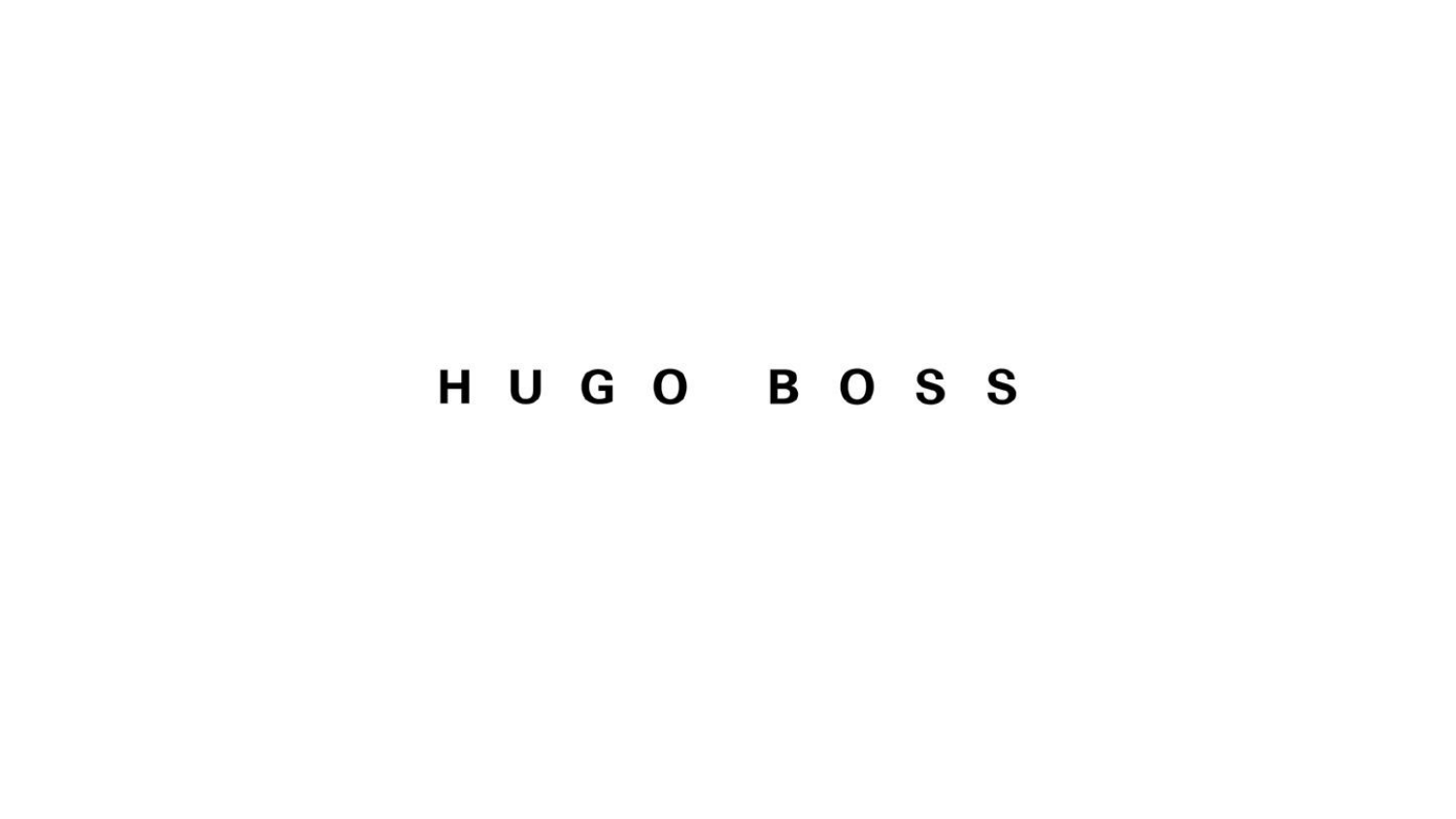# HUGO BOSS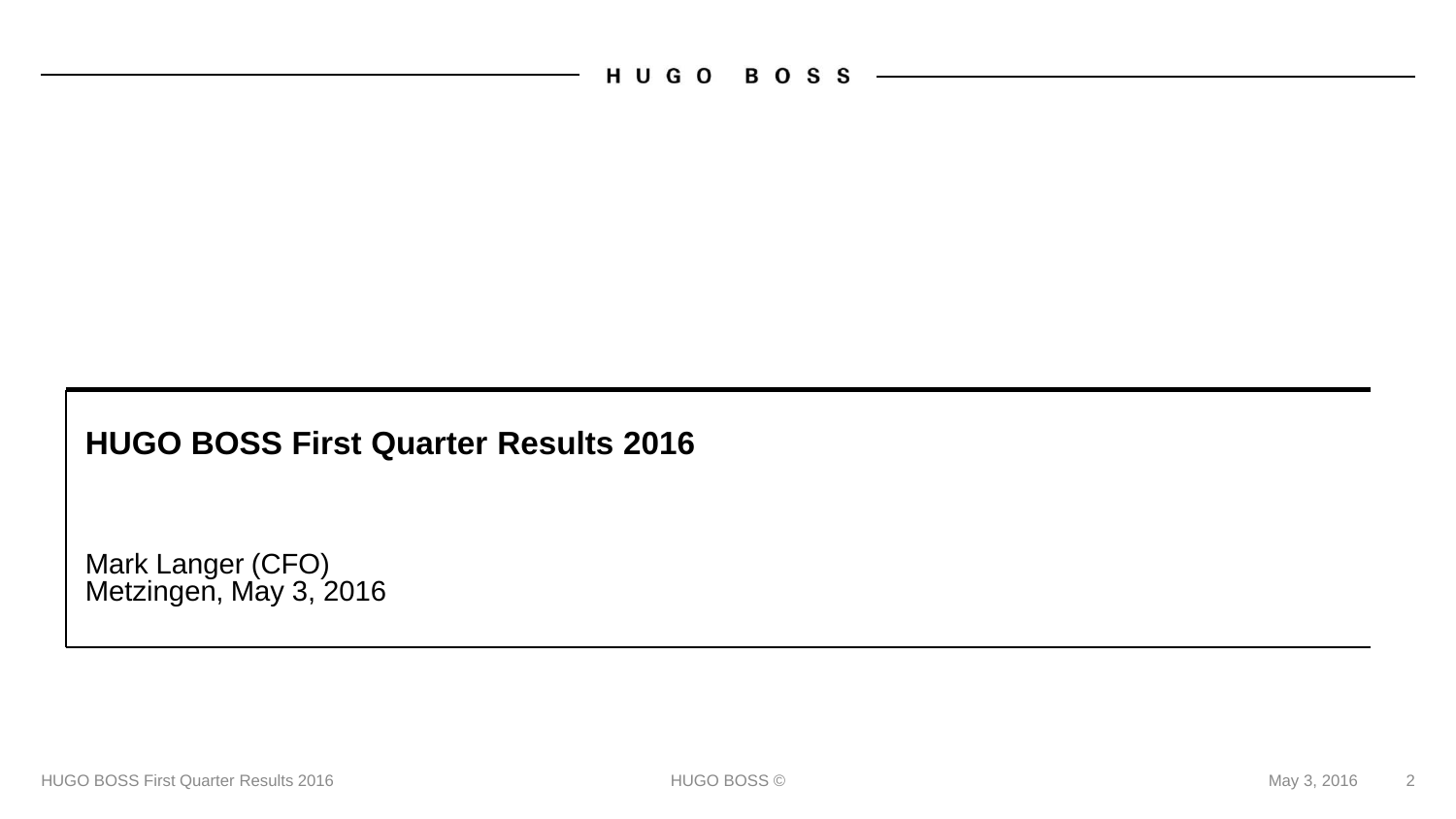# HUGO BOSS First Quarter Results 2016

Mark Langer (CFO)
Metzingen, May 3, 2016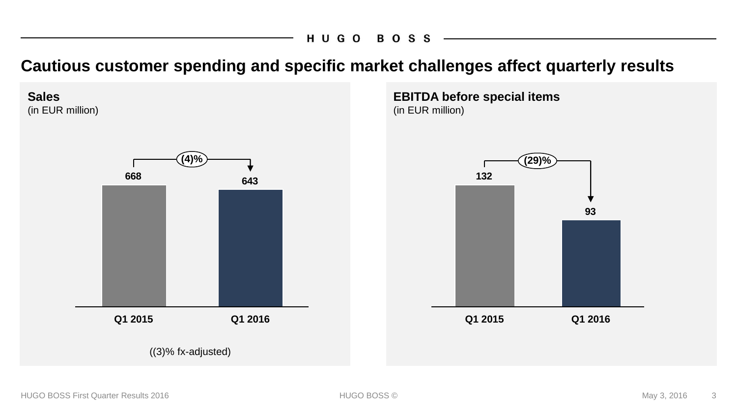# Cautious customer spending and specific market challenges affect quarterly results

## Sales
(in EUR million)

| | Q1 2015 | Q1 2016 |
|---|---|---|
| Sales | 668 | 643 |

(4)%

((3)% fx-adjusted)

## EBITDA before special items
(in EUR million)

| | Q1 2015 | Q1 2016 |
|---|---|---|
| EBITDA before special items | 132 | 93 |

(29)%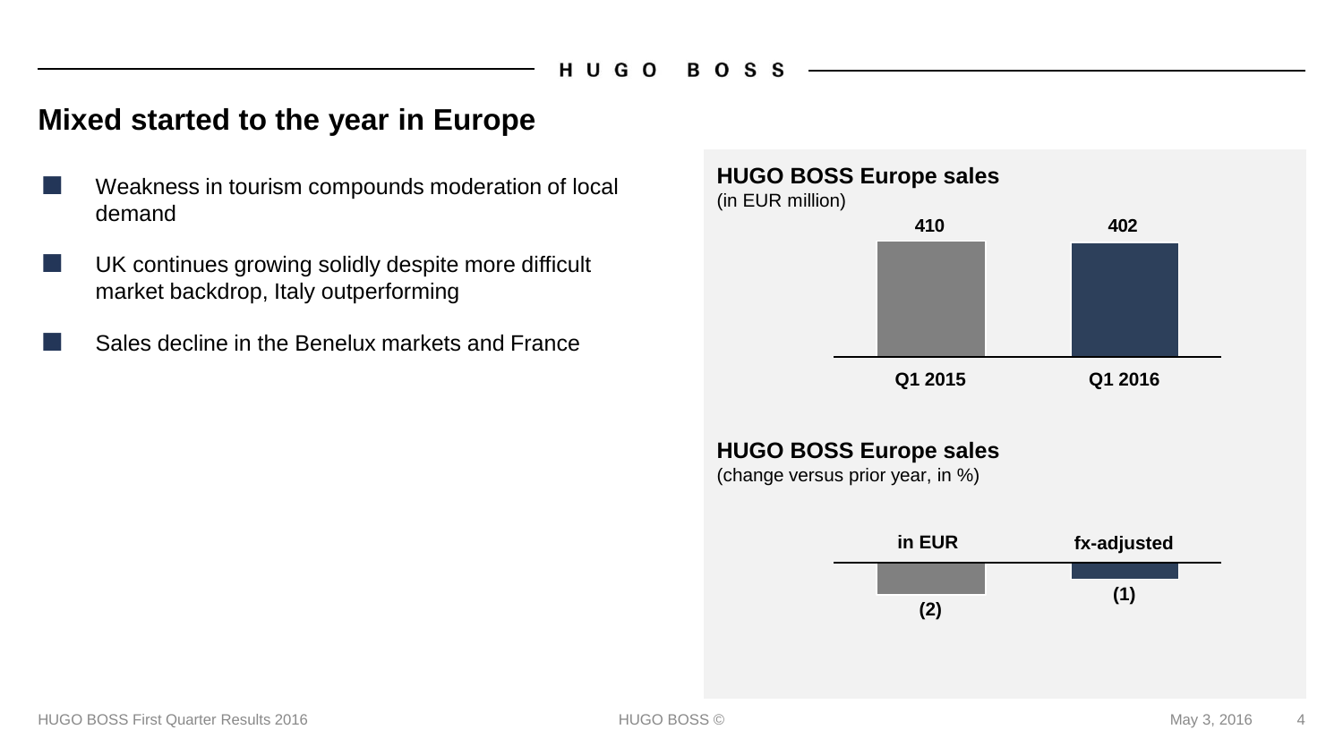# Mixed started to the year in Europe

- Weakness in tourism compounds moderation of local demand
- UK continues growing solidly despite more difficult market backdrop, Italy outperforming
- Sales decline in the Benelux markets and France

**HUGO BOSS Europe sales**
(in EUR million)

| Q1 2015 | Q1 2016 |
| --- | --- |
| 410 | 402 |

**HUGO BOSS Europe sales**
(change versus prior year, in %)

| in EUR | fx-adjusted |
| --- | --- |
| (2) | (1) |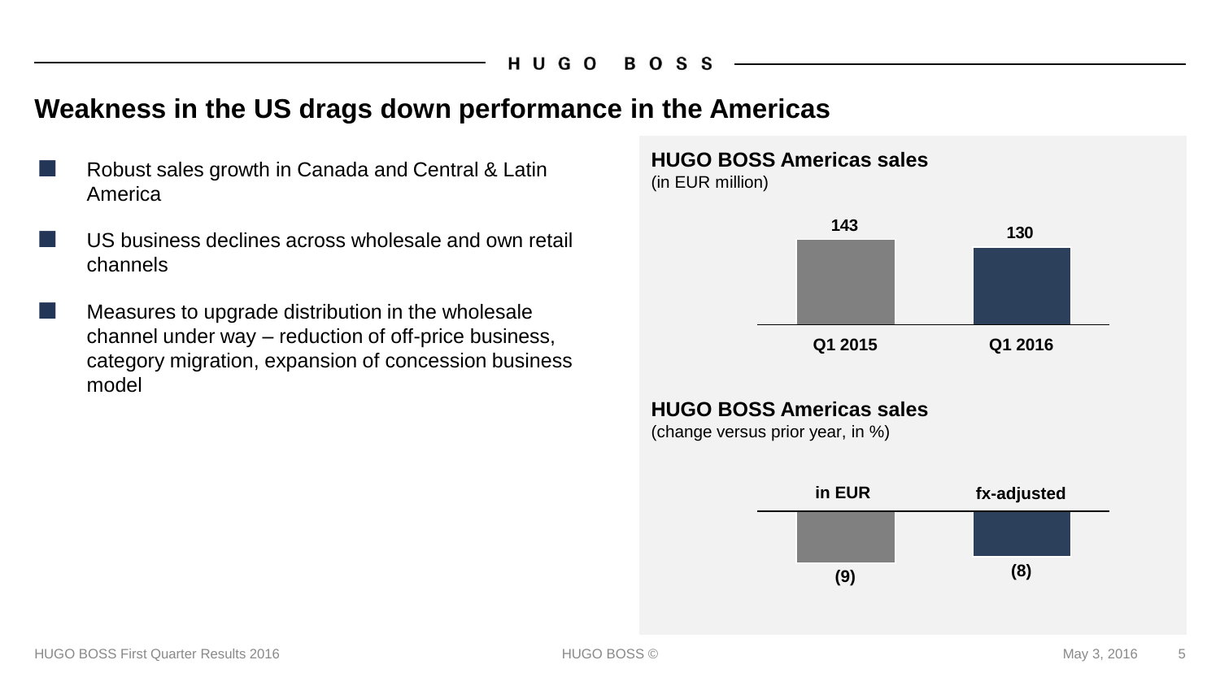# Weakness in the US drags down performance in the Americas

- Robust sales growth in Canada and Central & Latin America
- US business declines across wholesale and own retail channels
- Measures to upgrade distribution in the wholesale channel under way – reduction of off-price business, category migration, expansion of concession business model

**HUGO BOSS Americas sales**
(in EUR million)

| Q1 2015 | Q1 2016 |
|---|---|
| 143 | 130 |

**HUGO BOSS Americas sales**
(change versus prior year, in %)

| in EUR | fx-adjusted |
|---|---|
| (9) | (8) |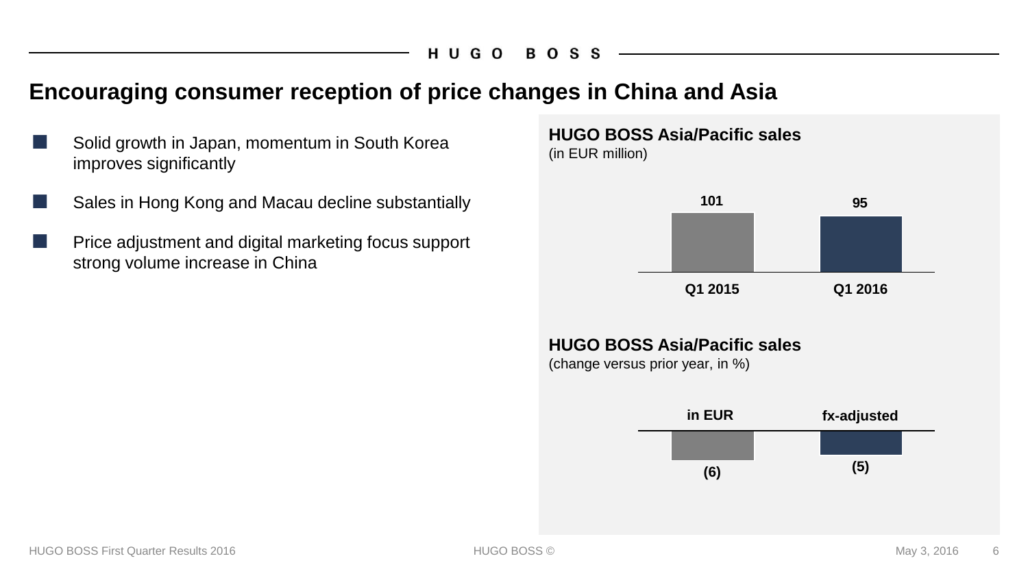# Encouraging consumer reception of price changes in China and Asia

- Solid growth in Japan, momentum in South Korea improves significantly
- Sales in Hong Kong and Macau decline substantially
- Price adjustment and digital marketing focus support strong volume increase in China

**HUGO BOSS Asia/Pacific sales**
(in EUR million)

| Q1 2015 | Q1 2016 |
|---|---|
| 101 | 95 |

**HUGO BOSS Asia/Pacific sales**
(change versus prior year, in %)

| in EUR | fx-adjusted |
|---|---|
| (6) | (5) |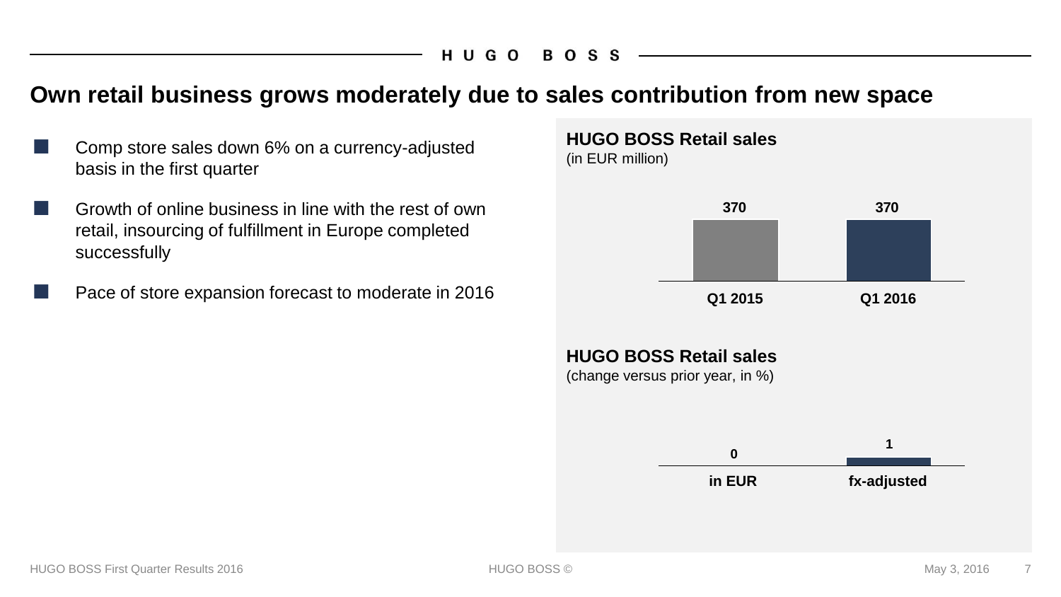# Own retail business grows moderately due to sales contribution from new space

- Comp store sales down 6% on a currency-adjusted basis in the first quarter
- Growth of online business in line with the rest of own retail, insourcing of fulfillment in Europe completed successfully
- Pace of store expansion forecast to moderate in 2016

**HUGO BOSS Retail sales**
(in EUR million)

| Q1 2015 | Q1 2016 |
| --- | --- |
| 370 | 370 |

**HUGO BOSS Retail sales**
(change versus prior year, in %)

| in EUR | fx-adjusted |
| --- | --- |
| 0 | 1 |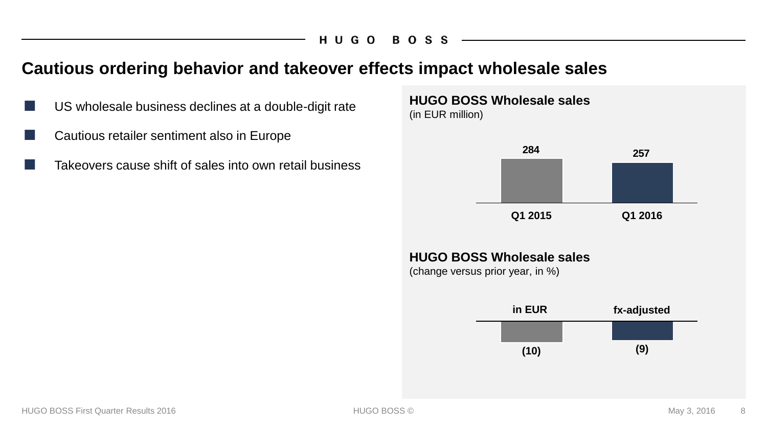# Cautious ordering behavior and takeover effects impact wholesale sales

- US wholesale business declines at a double-digit rate
- Cautious retailer sentiment also in Europe
- Takeovers cause shift of sales into own retail business

## HUGO BOSS Wholesale sales

(in EUR million)

| Q1 2015 | Q1 2016 |
|---|---|
| 284 | 257 |

## HUGO BOSS Wholesale sales

(change versus prior year, in %)

| in EUR | fx-adjusted |
|---|---|
| (10) | (9) |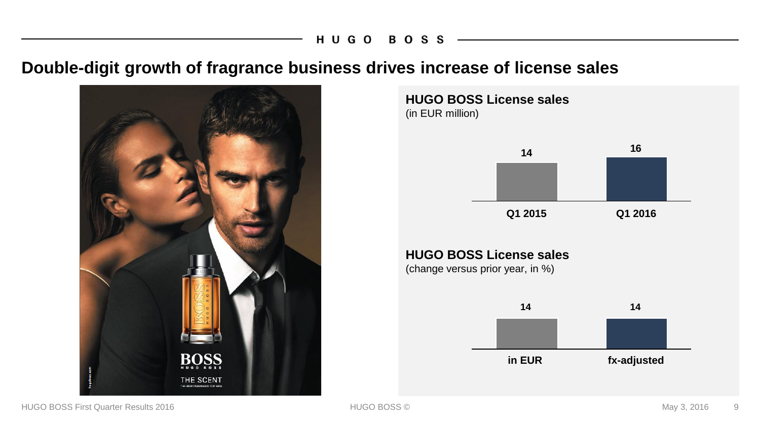# Double-digit growth of fragrance business drives increase of license sales

## HUGO BOSS License sales

(in EUR million)

| Q1 2015 | Q1 2016 |
| --- | --- |
| 14 | 16 |

## HUGO BOSS License sales

(change versus prior year, in %)

| in EUR | fx-adjusted |
| --- | --- |
| 14 | 14 |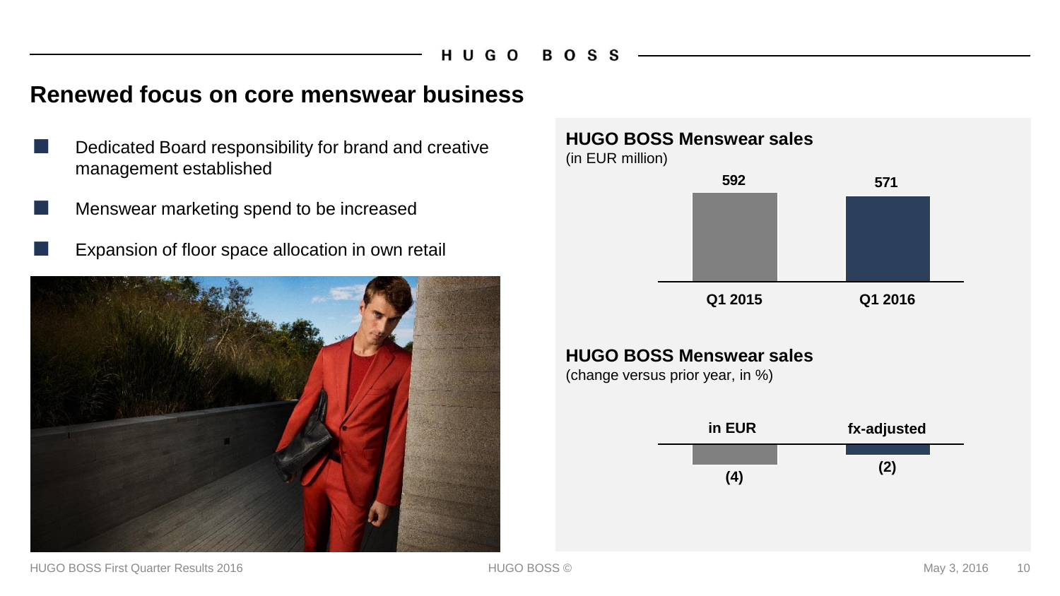# Renewed focus on core menswear business

- Dedicated Board responsibility for brand and creative management established
- Menswear marketing spend to be increased
- Expansion of floor space allocation in own retail

## HUGO BOSS Menswear sales
(in EUR million)

| Q1 2015 | Q1 2016 |
|---|---|
| 592 | 571 |

## HUGO BOSS Menswear sales
(change versus prior year, in %)

| in EUR | fx-adjusted |
|---|---|
| (4) | (2) |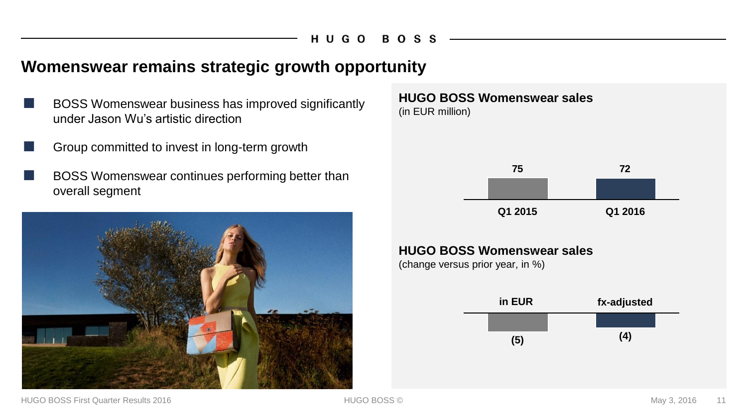# Womenswear remains strategic growth opportunity

- BOSS Womenswear business has improved significantly under Jason Wu's artistic direction
- Group committed to invest in long-term growth
- BOSS Womenswear continues performing better than overall segment

**HUGO BOSS Womenswear sales**
(in EUR million)

| Q1 2015 | Q1 2016 |
|---|---|
| 75 | 72 |

**HUGO BOSS Womenswear sales**
(change versus prior year, in %)

| in EUR | fx-adjusted |
|---|---|
| (5) | (4) |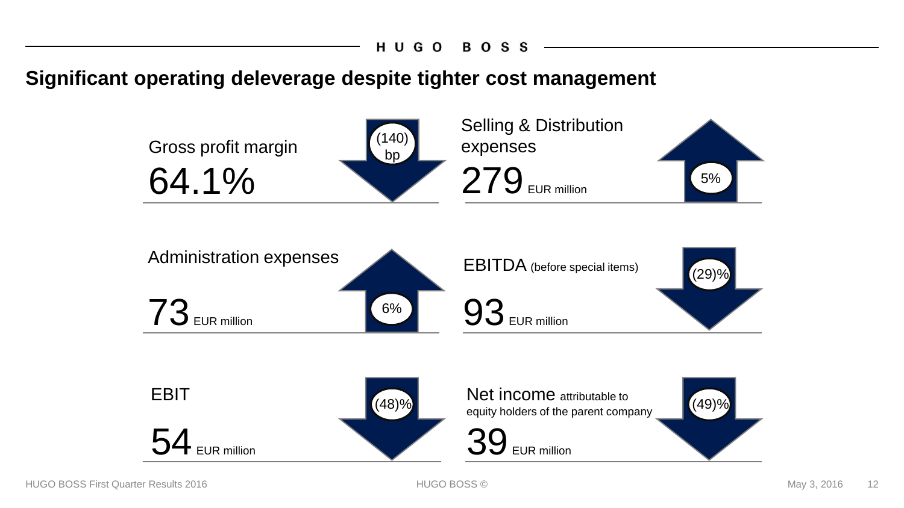## Significant operating deleverage despite tighter cost management

| Metric | Value | Change |
| --- | --- | --- |
| Gross profit margin | 64.1% | (140) bp |
| Selling & Distribution expenses | 279 EUR million | 5% |
| Administration expenses | 73 EUR million | 6% |
| EBITDA (before special items) | 93 EUR million | (29)% |
| EBIT | 54 EUR million | (48)% |
| Net income attributable to equity holders of the parent company | 39 EUR million | (49)% |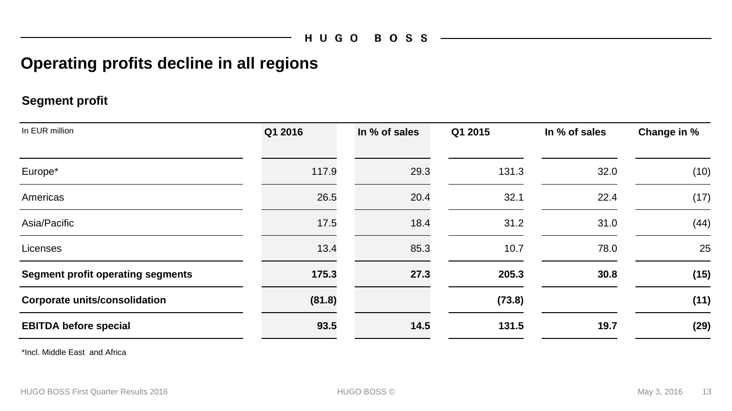# Operating profits decline in all regions

## Segment profit

| In EUR million | Q1 2016 | In % of sales | Q1 2015 | In % of sales | Change in % |
|---|---|---|---|---|---|
| Europe* | 117.9 | 29.3 | 131.3 | 32.0 | (10) |
| Americas | 26.5 | 20.4 | 32.1 | 22.4 | (17) |
| Asia/Pacific | 17.5 | 18.4 | 31.2 | 31.0 | (44) |
| Licenses | 13.4 | 85.3 | 10.7 | 78.0 | 25 |
| **Segment profit operating segments** | **175.3** | **27.3** | **205.3** | **30.8** | **(15)** |
| **Corporate units/consolidation** | **(81.8)** | | **(73.8)** | | **(11)** |
| **EBITDA before special** | **93.5** | **14.5** | **131.5** | **19.7** | **(29)** |

*Incl. Middle East and Africa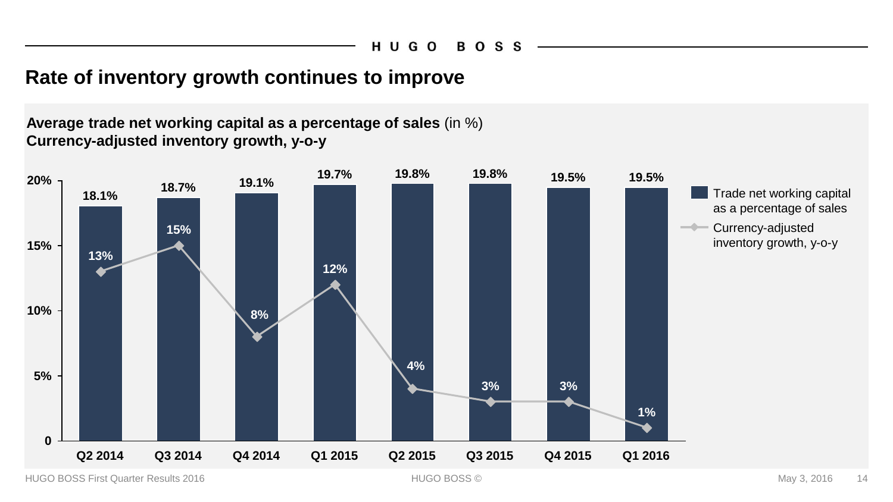# Rate of inventory growth continues to improve

**Average trade net working capital as a percentage of sales** (in %)
**Currency-adjusted inventory growth, y-o-y**

| | Q2 2014 | Q3 2014 | Q4 2014 | Q1 2015 | Q2 2015 | Q3 2015 | Q4 2015 | Q1 2016 |
|---|---|---|---|---|---|---|---|---|
| Trade net working capital as a percentage of sales | 18.1% | 18.7% | 19.1% | 19.7% | 19.8% | 19.8% | 19.5% | 19.5% |
| Currency-adjusted inventory growth, y-o-y | 13% | 15% | 8% | 12% | 4% | 3% | 3% | 1% |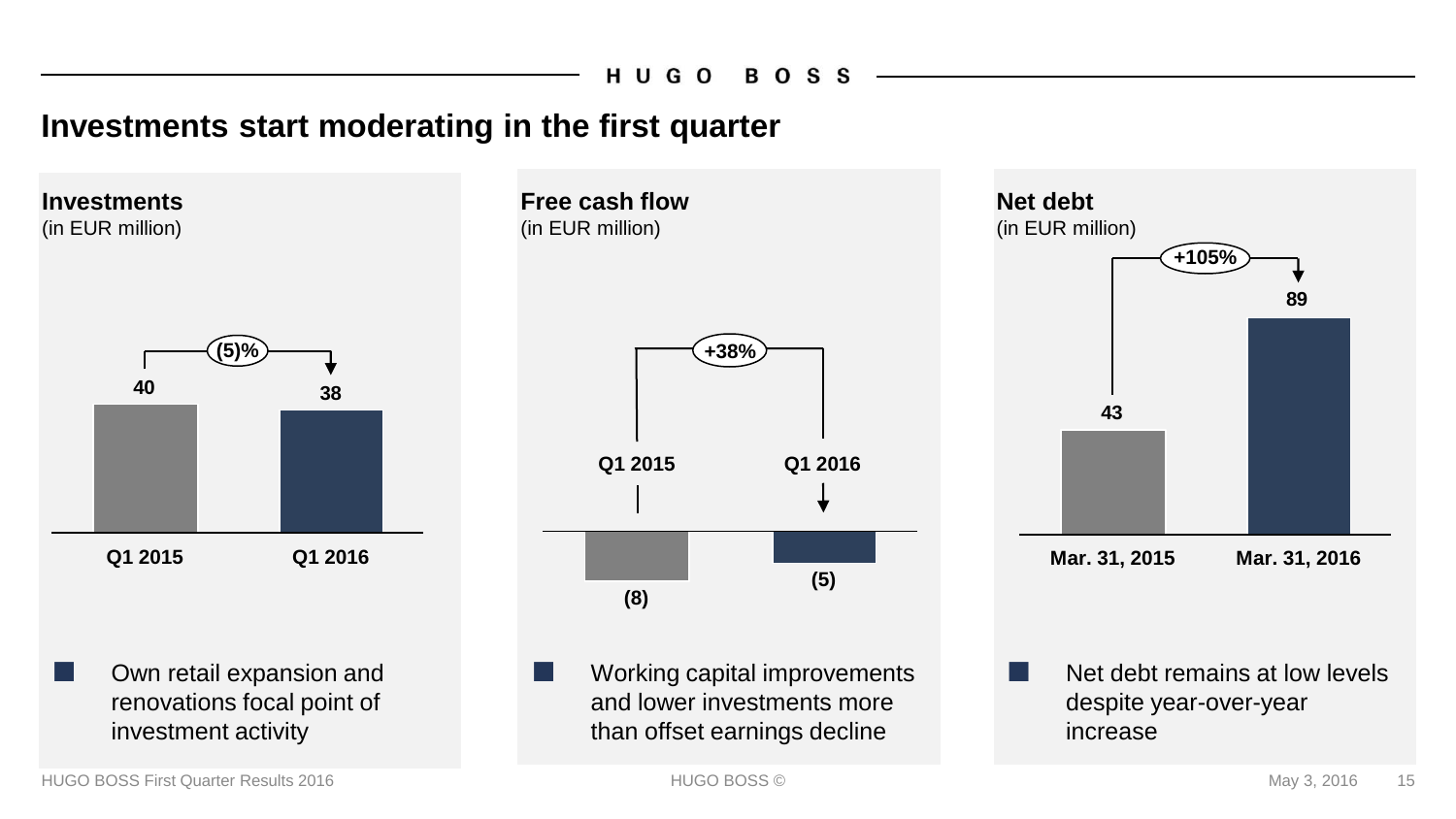# Investments start moderating in the first quarter

## Investments
(in EUR million)

| Q1 2015 | Q1 2016 |
|---|---|
| 40 | 38 |

(5)%

- Own retail expansion and renovations focal point of investment activity

## Free cash flow
(in EUR million)

| Q1 2015 | Q1 2016 |
|---|---|
| (8) | (5) |

+38%

- Working capital improvements and lower investments more than offset earnings decline

## Net debt
(in EUR million)

| Mar. 31, 2015 | Mar. 31, 2016 |
|---|---|
| 43 | 89 |

+105%

- Net debt remains at low levels despite year-over-year increase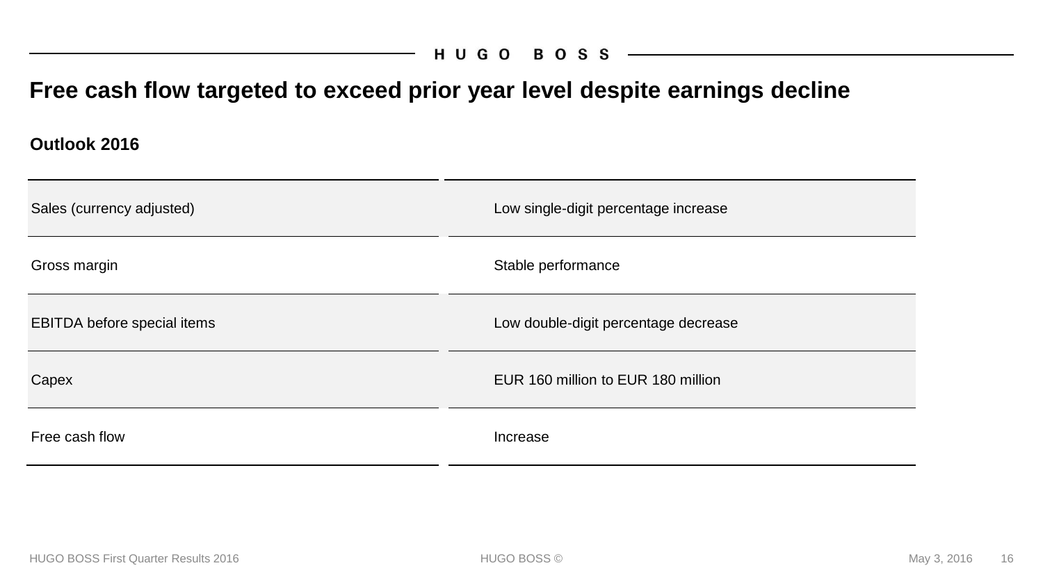# Free cash flow targeted to exceed prior year level despite earnings decline

## Outlook 2016

| | |
|---|---|
| Sales (currency adjusted) | Low single-digit percentage increase |
| Gross margin | Stable performance |
| EBITDA before special items | Low double-digit percentage decrease |
| Capex | EUR 160 million to EUR 180 million |
| Free cash flow | Increase |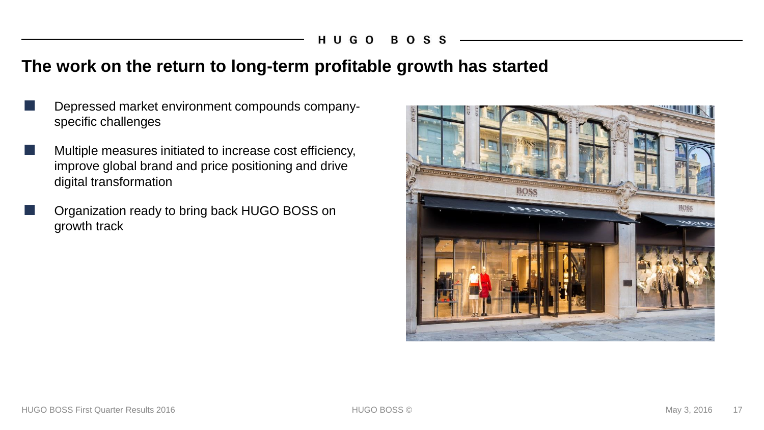# The work on the return to long-term profitable growth has started

- Depressed market environment compounds company-specific challenges
- Multiple measures initiated to increase cost efficiency, improve global brand and price positioning and drive digital transformation
- Organization ready to bring back HUGO BOSS on growth track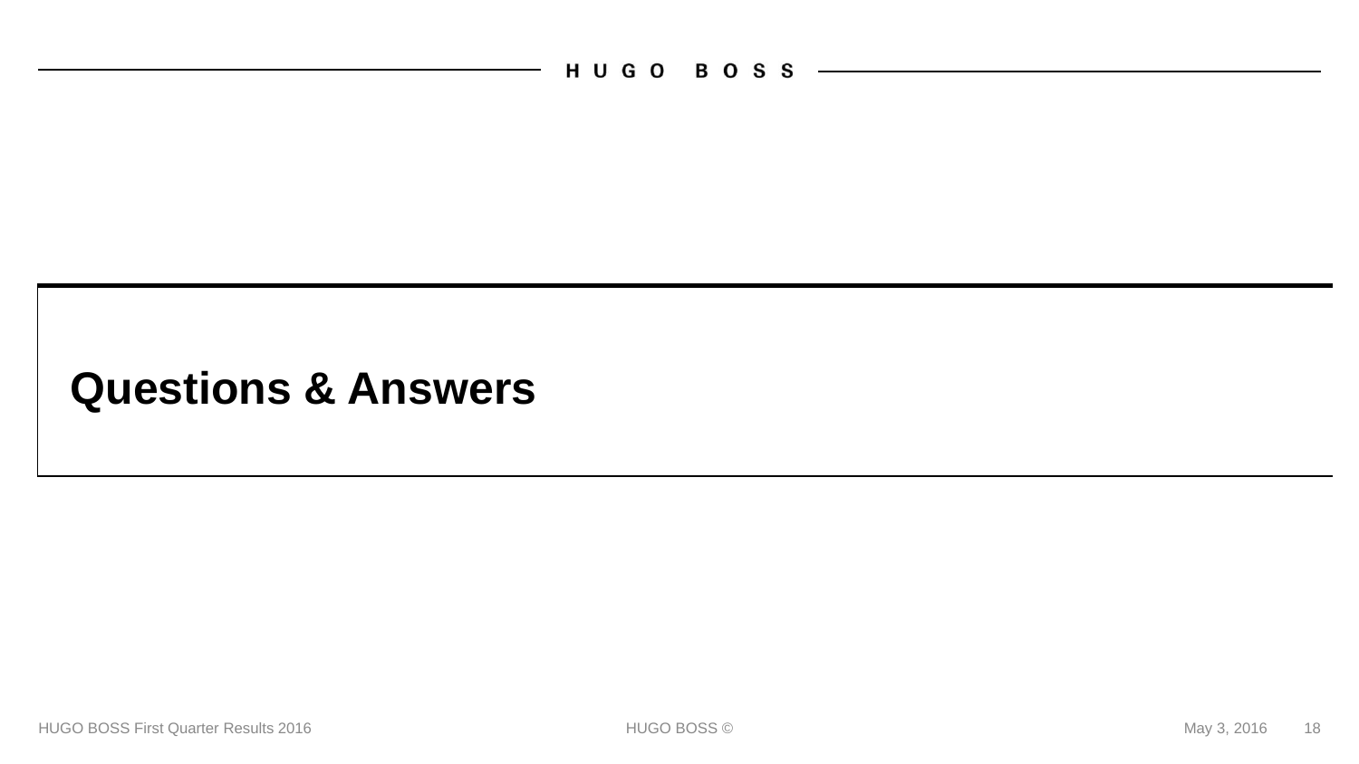# Questions & Answers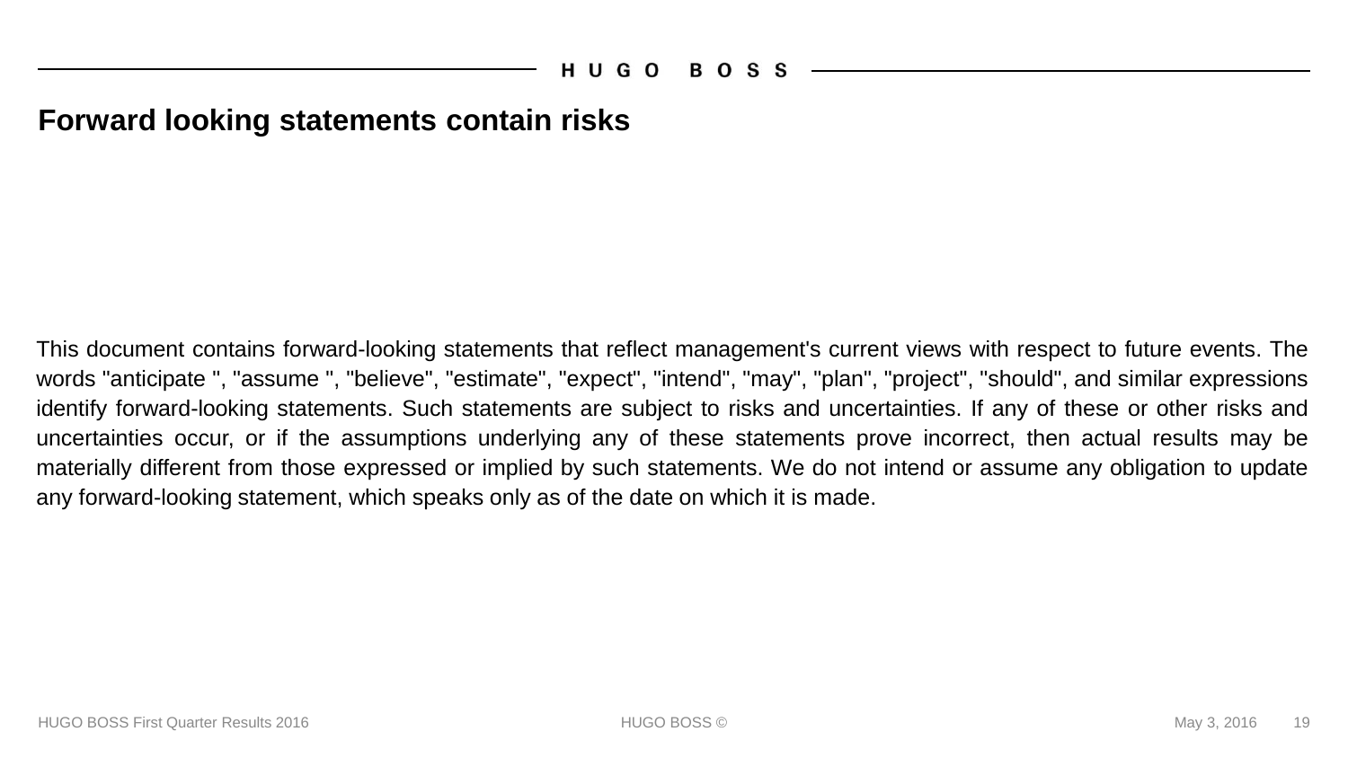# Forward looking statements contain risks

This document contains forward-looking statements that reflect management's current views with respect to future events. The words "anticipate ", "assume ", "believe", "estimate", "expect", "intend", "may", "plan", "project", "should", and similar expressions identify forward-looking statements. Such statements are subject to risks and uncertainties. If any of these or other risks and uncertainties occur, or if the assumptions underlying any of these statements prove incorrect, then actual results may be materially different from those expressed or implied by such statements. We do not intend or assume any obligation to update any forward-looking statement, which speaks only as of the date on which it is made.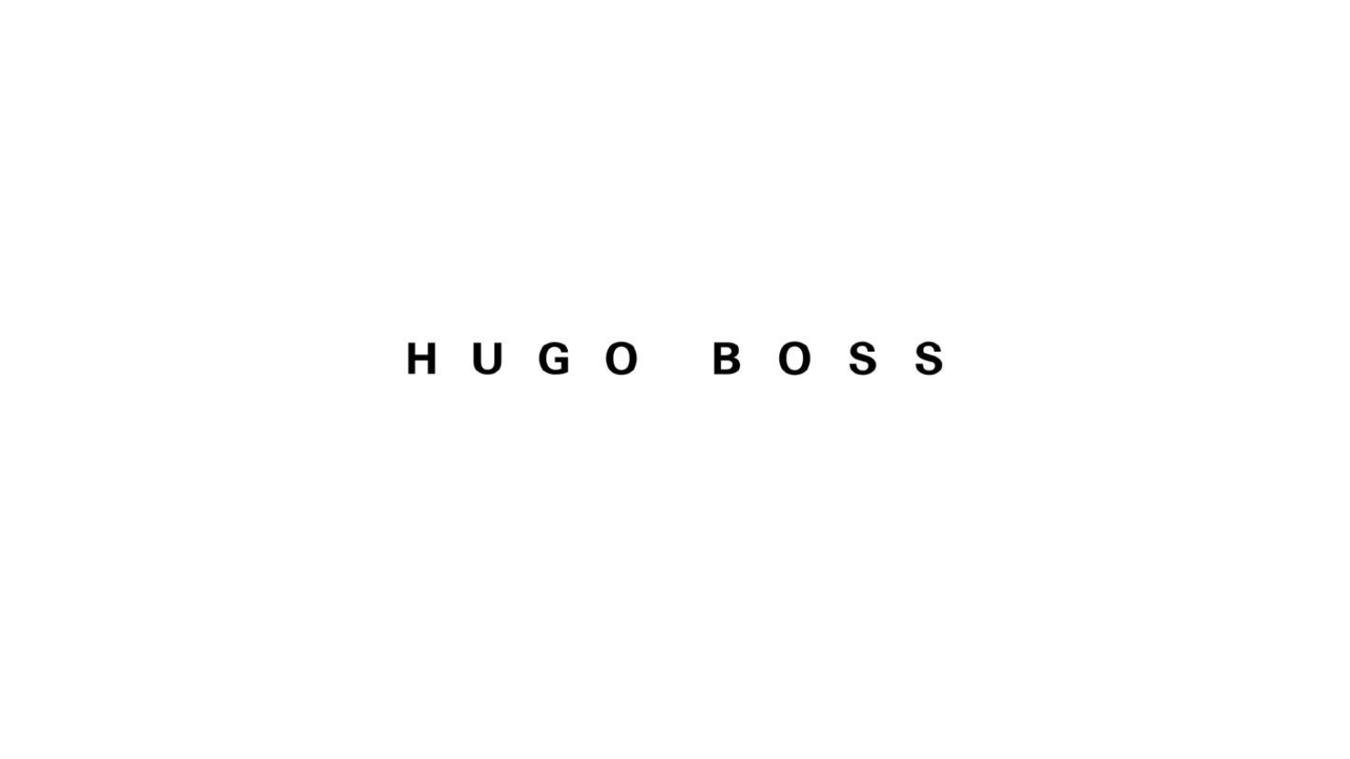HUGO BOSS